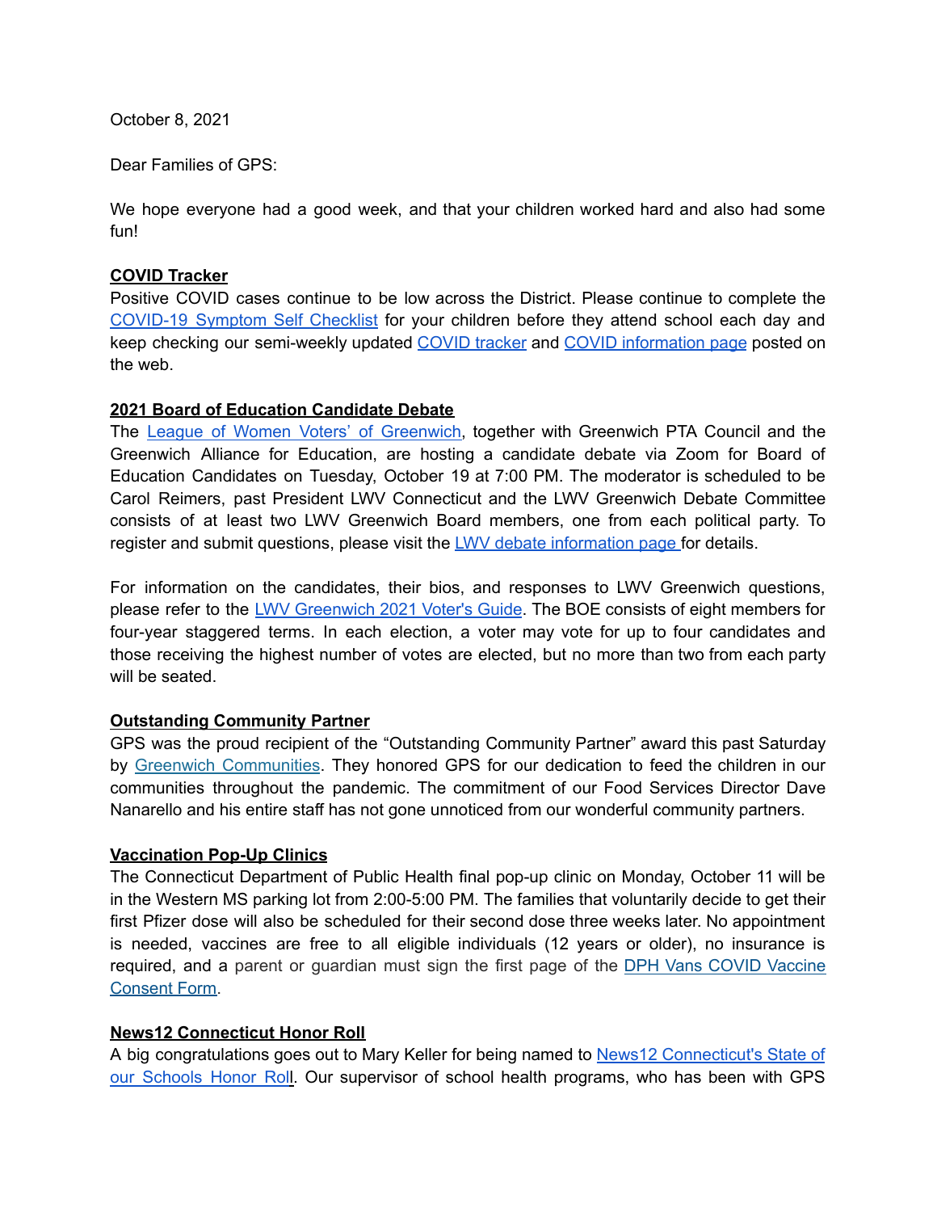October 8, 2021

Dear Families of GPS:

We hope everyone had a good week, and that your children worked hard and also had some fun!

**COVID Tracker**

Positive COVID cases continue to be low across the District. Please continue to complete the COVID-19 Symptom Self Checklist for your children before they attend school each day and keep checking our semi-weekly updated COVID tracker and COVID information page posted on the web.

**2021 Board of Education Candidate Debate**

The League of Women Voters' of Greenwich, together with Greenwich PTA Council and the Greenwich Alliance for Education, are hosting a candidate debate via Zoom for Board of Education Candidates on Tuesday, October 19 at 7:00 PM. The moderator is scheduled to be Carol Reimers, past President LWV Connecticut and the LWV Greenwich Debate Committee consists of at least two LWV Greenwich Board members, one from each political party. To register and submit questions, please visit the LWV debate information page for details.

For information on the candidates, their bios, and responses to LWV Greenwich questions, please refer to the LWV Greenwich 2021 Voter's Guide. The BOE consists of eight members for four-year staggered terms. In each election, a voter may vote for up to four candidates and those receiving the highest number of votes are elected, but no more than two from each party will be seated.

**Outstanding Community Partner**

GPS was the proud recipient of the "Outstanding Community Partner" award this past Saturday by Greenwich Communities. They honored GPS for our dedication to feed the children in our communities throughout the pandemic. The commitment of our Food Services Director Dave Nanarello and his entire staff has not gone unnoticed from our wonderful community partners.

**Vaccination Pop-Up Clinics**

The Connecticut Department of Public Health final pop-up clinic on Monday, October 11 will be in the Western MS parking lot from 2:00-5:00 PM. The families that voluntarily decide to get their first Pfizer dose will also be scheduled for their second dose three weeks later. No appointment is needed, vaccines are free to all eligible individuals (12 years or older), no insurance is required, and a parent or guardian must sign the first page of the DPH Vans COVID Vaccine Consent Form.

**News12 Connecticut Honor Roll**

A big congratulations goes out to Mary Keller for being named to News12 Connecticut's State of our Schools Honor Roll. Our supervisor of school health programs, who has been with GPS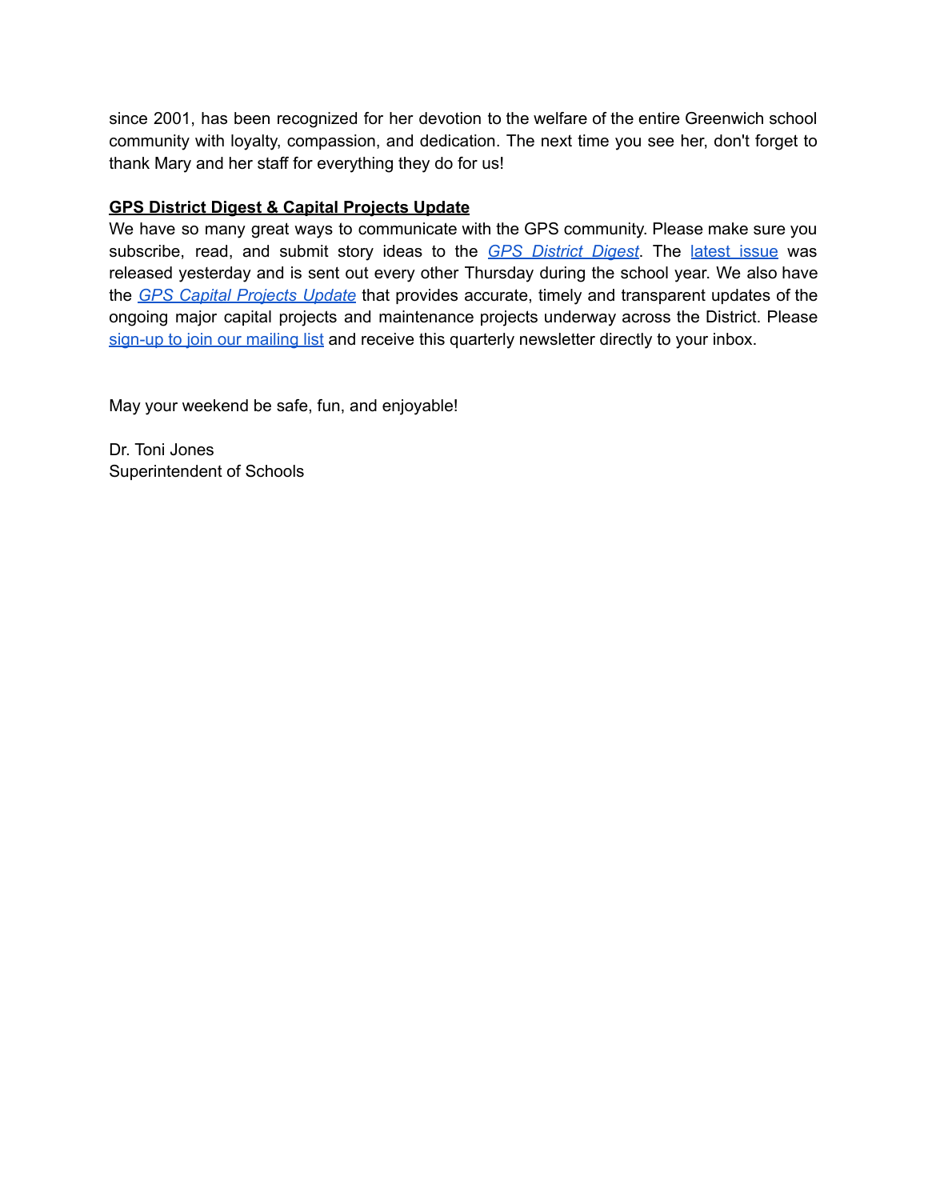since 2001, has been recognized for her devotion to the welfare of the entire Greenwich school community with loyalty, compassion, and dedication. The next time you see her, don't forget to thank Mary and her staff for everything they do for us!

**GPS District Digest & Capital Projects Update**

We have so many great ways to communicate with the GPS community. Please make sure you subscribe, read, and submit story ideas to the *GPS District Digest*. The latest issue was released yesterday and is sent out every other Thursday during the school year. We also have the *GPS Capital Projects Update* that provides accurate, timely and transparent updates of the ongoing major capital projects and maintenance projects underway across the District. Please sign-up to join our mailing list and receive this quarterly newsletter directly to your inbox.

May your weekend be safe, fun, and enjoyable!

Dr. Toni Jones
Superintendent of Schools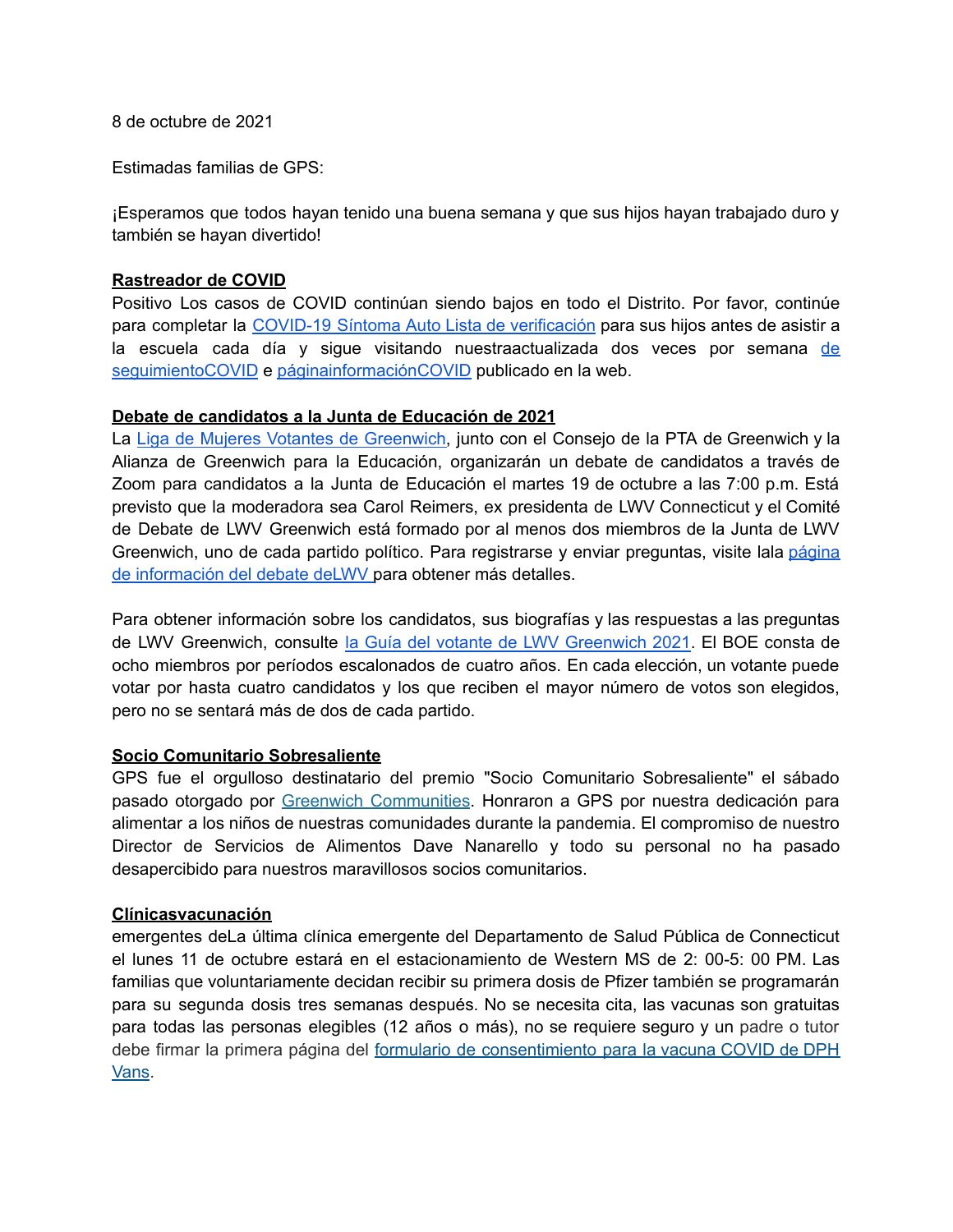8 de octubre de 2021

Estimadas familias de GPS:

¡Esperamos que todos hayan tenido una buena semana y que sus hijos hayan trabajado duro y también se hayan divertido!

**Rastreador de COVID**

Positivo Los casos de COVID continúan siendo bajos en todo el Distrito. Por favor, continúe para completar la COVID-19 Síntoma Auto Lista de verificación para sus hijos antes de asistir a la escuela cada día y sigue visitando nuestraactualizada dos veces por semana de seguimientoCOVID e páginainformaciónCOVID publicado en la web.

**Debate de candidatos a la Junta de Educación de 2021**

La Liga de Mujeres Votantes de Greenwich, junto con el Consejo de la PTA de Greenwich y la Alianza de Greenwich para la Educación, organizarán un debate de candidatos a través de Zoom para candidatos a la Junta de Educación el martes 19 de octubre a las 7:00 p.m. Está previsto que la moderadora sea Carol Reimers, ex presidenta de LWV Connecticut y el Comité de Debate de LWV Greenwich está formado por al menos dos miembros de la Junta de LWV Greenwich, uno de cada partido político. Para registrarse y enviar preguntas, visite lala página de información del debate deLWV para obtener más detalles.

Para obtener información sobre los candidatos, sus biografías y las respuestas a las preguntas de LWV Greenwich, consulte la Guía del votante de LWV Greenwich 2021. El BOE consta de ocho miembros por períodos escalonados de cuatro años. En cada elección, un votante puede votar por hasta cuatro candidatos y los que reciben el mayor número de votos son elegidos, pero no se sentará más de dos de cada partido.

**Socio Comunitario Sobresaliente**

GPS fue el orgulloso destinatario del premio "Socio Comunitario Sobresaliente" el sábado pasado otorgado por Greenwich Communities. Honraron a GPS por nuestra dedicación para alimentar a los niños de nuestras comunidades durante la pandemia. El compromiso de nuestro Director de Servicios de Alimentos Dave Nanarello y todo su personal no ha pasado desapercibido para nuestros maravillosos socios comunitarios.

**Clínicasvacunación**

emergentes deLa última clínica emergente del Departamento de Salud Pública de Connecticut el lunes 11 de octubre estará en el estacionamiento de Western MS de 2: 00-5: 00 PM. Las familias que voluntariamente decidan recibir su primera dosis de Pfizer también se programarán para su segunda dosis tres semanas después. No se necesita cita, las vacunas son gratuitas para todas las personas elegibles (12 años o más), no se requiere seguro y un padre o tutor debe firmar la primera página del formulario de consentimiento para la vacuna COVID de DPH Vans.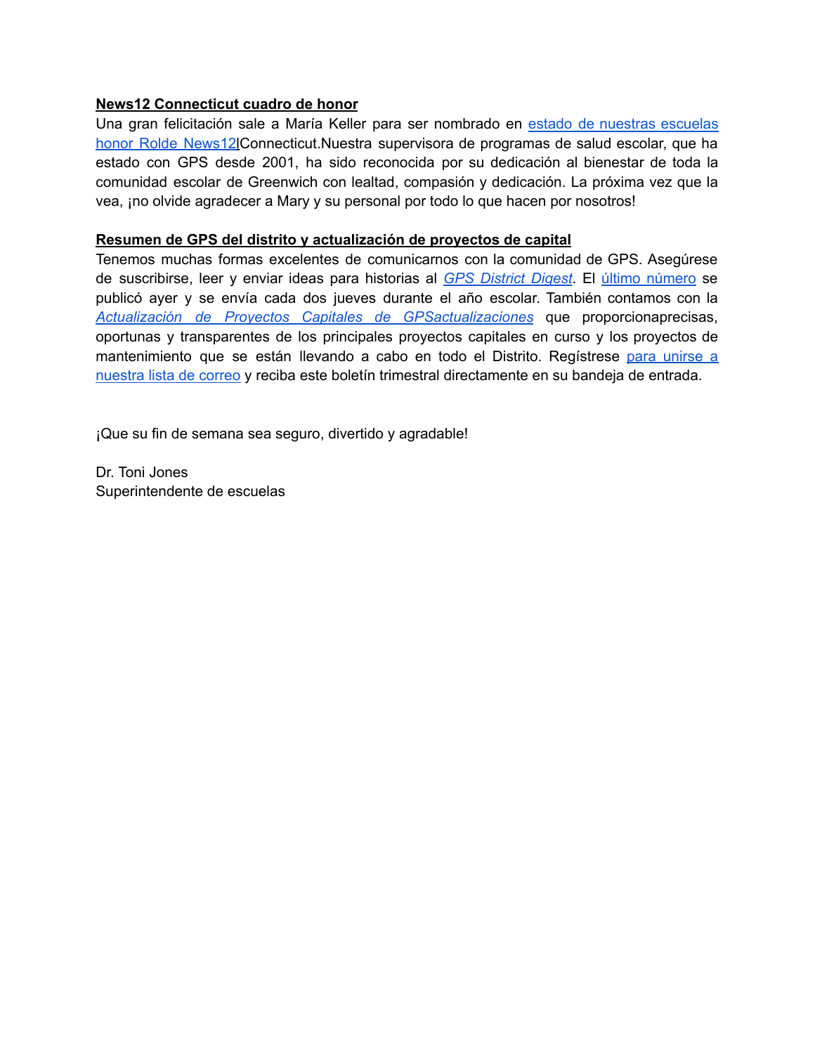**News12 Connecticut cuadro de honor**

Una gran felicitación sale a María Keller para ser nombrado en estado de nuestras escuelas honor Rolde News12lConnecticut.Nuestra supervisora de programas de salud escolar, que ha estado con GPS desde 2001, ha sido reconocida por su dedicación al bienestar de toda la comunidad escolar de Greenwich con lealtad, compasión y dedicación. La próxima vez que la vea, ¡no olvide agradecer a Mary y su personal por todo lo que hacen por nosotros!

**Resumen de GPS del distrito y actualización de proyectos de capital**

Tenemos muchas formas excelentes de comunicarnos con la comunidad de GPS. Asegúrese de suscribirse, leer y enviar ideas para historias al *GPS District Digest*. El último número se publicó ayer y se envía cada dos jueves durante el año escolar. También contamos con la *Actualización de Proyectos Capitales de GPSactualizaciones* que proporcionaprecisas, oportunas y transparentes de los principales proyectos capitales en curso y los proyectos de mantenimiento que se están llevando a cabo en todo el Distrito. Regístrese para unirse a nuestra lista de correo y reciba este boletín trimestral directamente en su bandeja de entrada.

¡Que su fin de semana sea seguro, divertido y agradable!

Dr. Toni Jones
Superintendente de escuelas